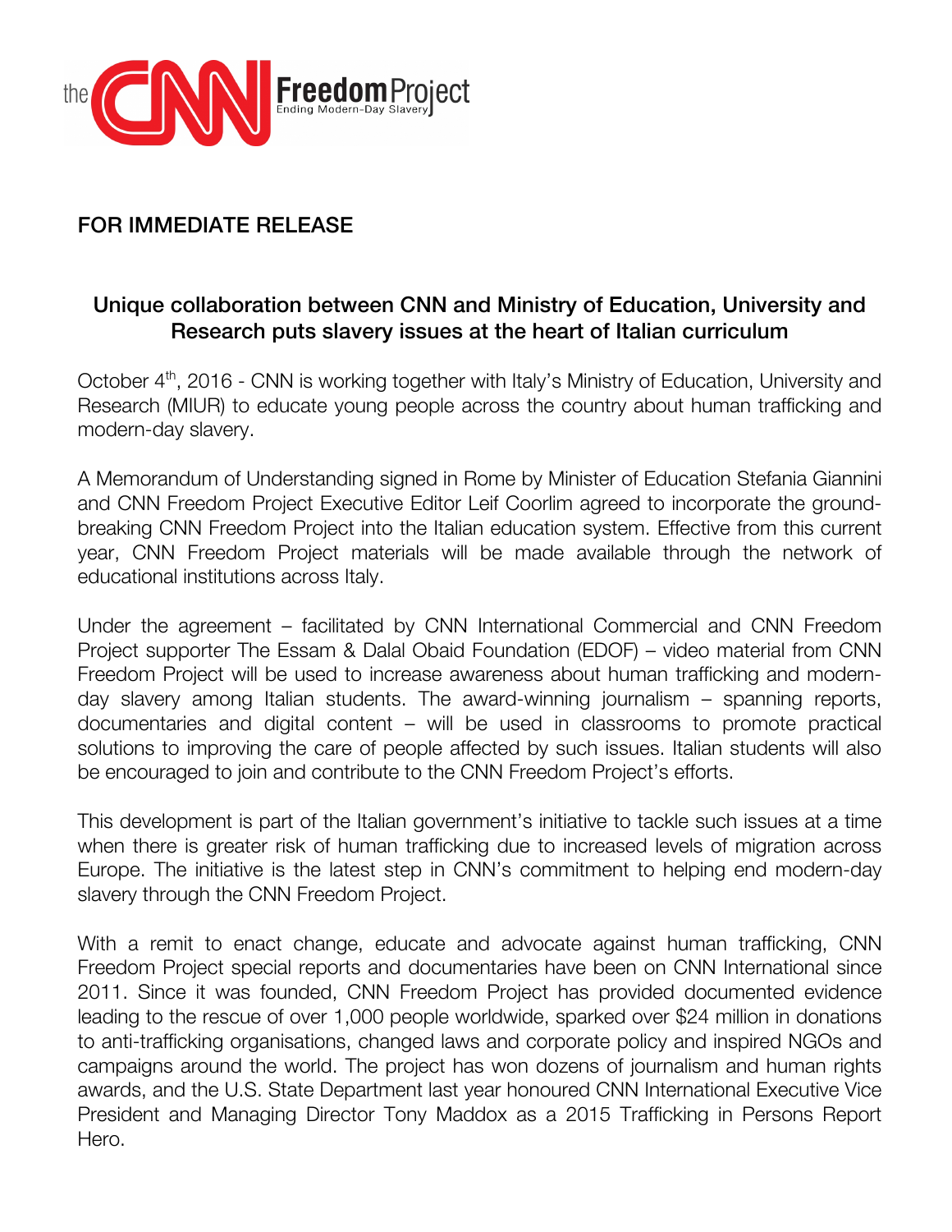the CNN Freedom Project
Ending Modern-Day Slavery

## FOR IMMEDIATE RELEASE

### Unique collaboration between CNN and Ministry of Education, University and Research puts slavery issues at the heart of Italian curriculum

October 4th, 2016 - CNN is working together with Italy's Ministry of Education, University and Research (MIUR) to educate young people across the country about human trafficking and modern-day slavery.

A Memorandum of Understanding signed in Rome by Minister of Education Stefania Giannini and CNN Freedom Project Executive Editor Leif Coorlim agreed to incorporate the ground-breaking CNN Freedom Project into the Italian education system. Effective from this current year, CNN Freedom Project materials will be made available through the network of educational institutions across Italy.

Under the agreement – facilitated by CNN International Commercial and CNN Freedom Project supporter The Essam & Dalal Obaid Foundation (EDOF) – video material from CNN Freedom Project will be used to increase awareness about human trafficking and modern-day slavery among Italian students. The award-winning journalism – spanning reports, documentaries and digital content – will be used in classrooms to promote practical solutions to improving the care of people affected by such issues. Italian students will also be encouraged to join and contribute to the CNN Freedom Project's efforts.

This development is part of the Italian government's initiative to tackle such issues at a time when there is greater risk of human trafficking due to increased levels of migration across Europe. The initiative is the latest step in CNN's commitment to helping end modern-day slavery through the CNN Freedom Project.

With a remit to enact change, educate and advocate against human trafficking, CNN Freedom Project special reports and documentaries have been on CNN International since 2011. Since it was founded, CNN Freedom Project has provided documented evidence leading to the rescue of over 1,000 people worldwide, sparked over $24 million in donations to anti-trafficking organisations, changed laws and corporate policy and inspired NGOs and campaigns around the world. The project has won dozens of journalism and human rights awards, and the U.S. State Department last year honoured CNN International Executive Vice President and Managing Director Tony Maddox as a 2015 Trafficking in Persons Report Hero.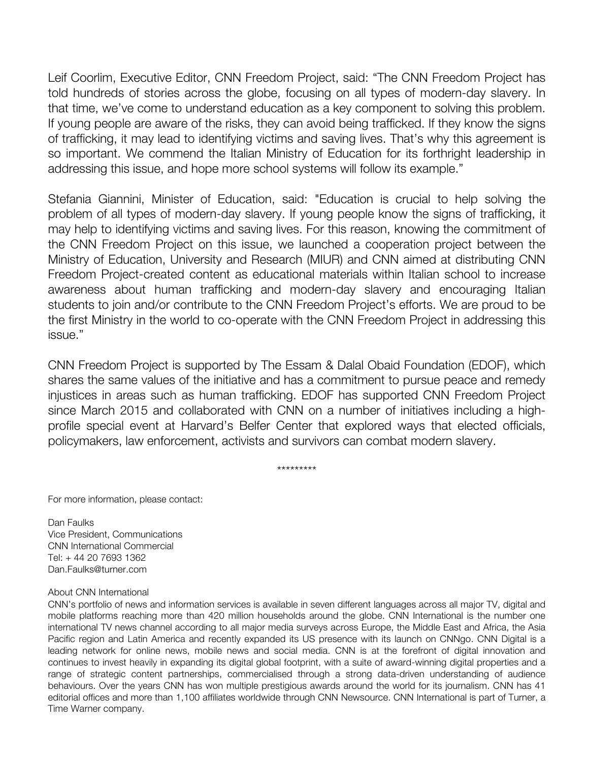Leif Coorlim, Executive Editor, CNN Freedom Project, said: "The CNN Freedom Project has told hundreds of stories across the globe, focusing on all types of modern-day slavery. In that time, we've come to understand education as a key component to solving this problem. If young people are aware of the risks, they can avoid being trafficked. If they know the signs of trafficking, it may lead to identifying victims and saving lives. That's why this agreement is so important. We commend the Italian Ministry of Education for its forthright leadership in addressing this issue, and hope more school systems will follow its example."

Stefania Giannini, Minister of Education, said: "Education is crucial to help solving the problem of all types of modern-day slavery. If young people know the signs of trafficking, it may help to identifying victims and saving lives. For this reason, knowing the commitment of the CNN Freedom Project on this issue, we launched a cooperation project between the Ministry of Education, University and Research (MIUR) and CNN aimed at distributing CNN Freedom Project-created content as educational materials within Italian school to increase awareness about human trafficking and modern-day slavery and encouraging Italian students to join and/or contribute to the CNN Freedom Project's efforts. We are proud to be the first Ministry in the world to co-operate with the CNN Freedom Project in addressing this issue."

CNN Freedom Project is supported by The Essam & Dalal Obaid Foundation (EDOF), which shares the same values of the initiative and has a commitment to pursue peace and remedy injustices in areas such as human trafficking. EDOF has supported CNN Freedom Project since March 2015 and collaborated with CNN on a number of initiatives including a high-profile special event at Harvard's Belfer Center that explored ways that elected officials, policymakers, law enforcement, activists and survivors can combat modern slavery.

*********

For more information, please contact:

Dan Faulks
Vice President, Communications
CNN International Commercial
Tel: + 44 20 7693 1362
Dan.Faulks@turner.com

About CNN International

CNN's portfolio of news and information services is available in seven different languages across all major TV, digital and mobile platforms reaching more than 420 million households around the globe. CNN International is the number one international TV news channel according to all major media surveys across Europe, the Middle East and Africa, the Asia Pacific region and Latin America and recently expanded its US presence with its launch on CNNgo. CNN Digital is a leading network for online news, mobile news and social media. CNN is at the forefront of digital innovation and continues to invest heavily in expanding its digital global footprint, with a suite of award-winning digital properties and a range of strategic content partnerships, commercialised through a strong data-driven understanding of audience behaviours. Over the years CNN has won multiple prestigious awards around the world for its journalism. CNN has 41 editorial offices and more than 1,100 affiliates worldwide through CNN Newsource. CNN International is part of Turner, a Time Warner company.